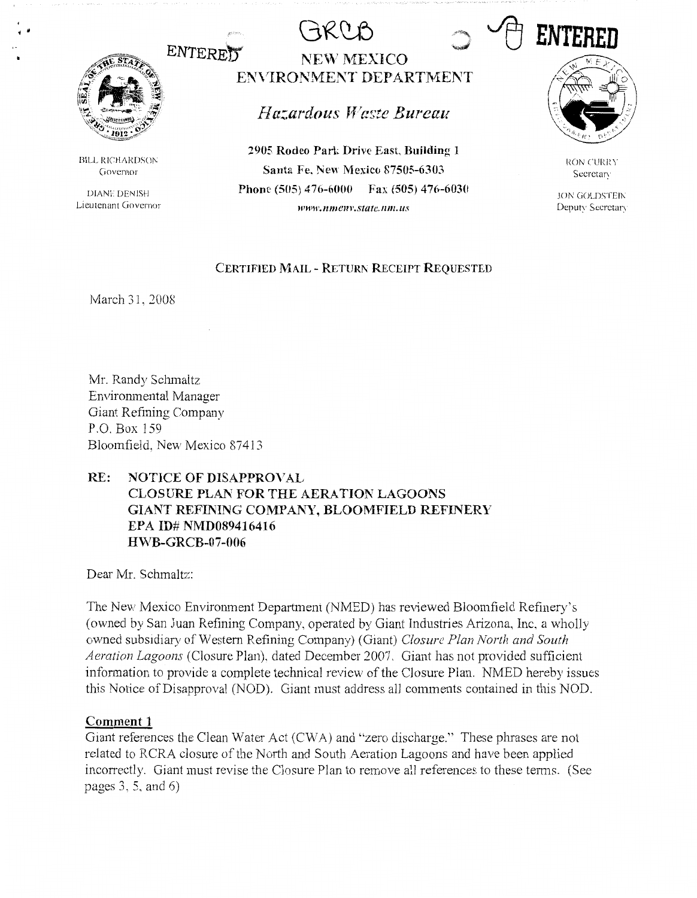ENTERED

GRCB

ENTERED

# NEW MEXICO ENVIRONMENT DEPARTMENT

## *Hazardous Waste Bureau*

BILL RICHARDSON
Governor

DIANE DENISH
Lieutenant Governor

**2905 Rodeo Park Drive East, Building 1**
**Santa Fe, New Mexico 87505-6303**
**Phone (505) 476-6000 Fax (505) 476-6030**
*www.nmenv.state.nm.us*

RON CURRY
Secretary

JON GOLDSTEIN
Deputy Secretary

CERTIFIED MAIL - RETURN RECEIPT REQUESTED

March 31, 2008

Mr. Randy Schmaltz
Environmental Manager
Giant Refining Company
P.O. Box 159
Bloomfield, New Mexico 87413

**RE: NOTICE OF DISAPPROVAL**
**CLOSURE PLAN FOR THE AERATION LAGOONS**
**GIANT REFINING COMPANY, BLOOMFIELD REFINERY**
**EPA ID# NMD089416416**
**HWB-GRCB-07-006**

Dear Mr. Schmaltz:

The New Mexico Environment Department (NMED) has reviewed Bloomfield Refinery's (owned by San Juan Refining Company, operated by Giant Industries Arizona, Inc. a wholly owned subsidiary of Western Refining Company) (Giant) *Closure Plan North and South Aeration Lagoons* (Closure Plan), dated December 2007. Giant has not provided sufficient information to provide a complete technical review of the Closure Plan. NMED hereby issues this Notice of Disapproval (NOD). Giant must address all comments contained in this NOD.

**Comment 1**

Giant references the Clean Water Act (CWA) and "zero discharge." These phrases are not related to RCRA closure of the North and South Aeration Lagoons and have been applied incorrectly. Giant must revise the Closure Plan to remove all references to these terms. (See pages 3, 5, and 6)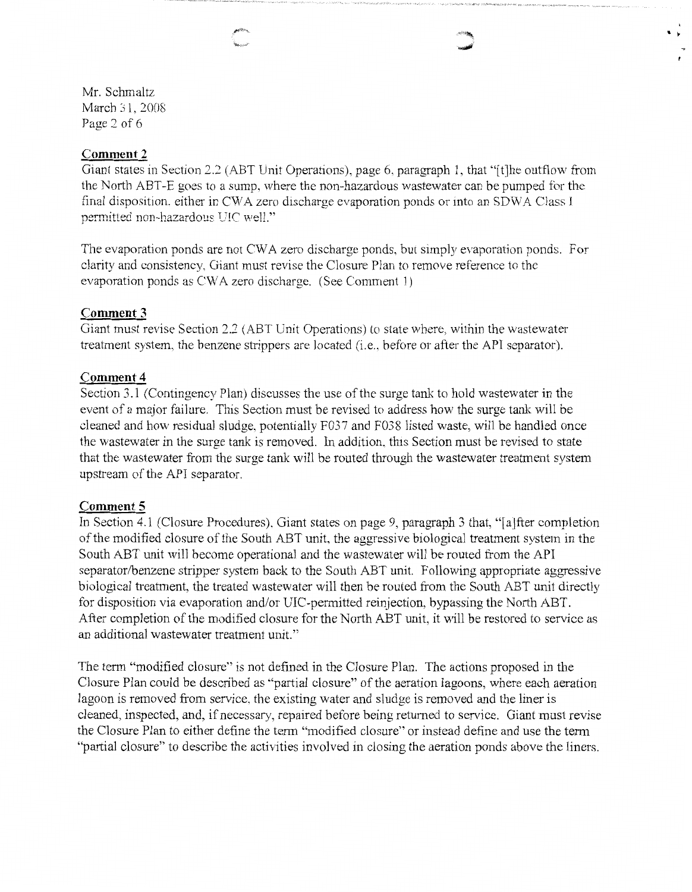Mr. Schmaltz
March 31, 2008

**Comment 2**

Giant states in Section 2.2 (ABT Unit Operations), page 6, paragraph 1, that "[t]he outflow from the North ABT-E goes to a sump, where the non-hazardous wastewater can be pumped for the final disposition. either in CWA zero discharge evaporation ponds or into an SDWA Class I permitted non-hazardous UIC well."

The evaporation ponds are not CWA zero discharge ponds, but simply evaporation ponds. For clarity and consistency, Giant must revise the Closure Plan to remove reference to the evaporation ponds as CWA zero discharge. (See Comment 1)

**Comment 3**

Giant must revise Section 2.2 (ABT Unit Operations) to state where, within the wastewater treatment system, the benzene strippers are located (i.e., before or after the API separator).

**Comment 4**

Section 3.1 (Contingency Plan) discusses the use of the surge tank to hold wastewater in the event of a major failure. This Section must be revised to address how the surge tank will be cleaned and how residual sludge, potentially F037 and F038 listed waste, will be handled once the wastewater in the surge tank is removed. In addition, this Section must be revised to state that the wastewater from the surge tank will be routed through the wastewater treatment system upstream of the API separator.

**Comment 5**

In Section 4.1 (Closure Procedures), Giant states on page 9, paragraph 3 that, "[a]fter completion of the modified closure of the South ABT unit, the aggressive biological treatment system in the South ABT unit will become operational and the wastewater will be routed from the API separator/benzene stripper system back to the South ABT unit. Following appropriate aggressive biological treatment, the treated wastewater will then be routed from the South ABT unit directly for disposition via evaporation and/or UIC-permitted reinjection, bypassing the North ABT. After completion of the modified closure for the North ABT unit, it will be restored to service as an additional wastewater treatment unit."

The term "modified closure" is not defined in the Closure Plan. The actions proposed in the Closure Plan could be described as "partial closure" of the aeration lagoons, where each aeration lagoon is removed from service, the existing water and sludge is removed and the liner is cleaned, inspected, and, if necessary, repaired before being returned to service. Giant must revise the Closure Plan to either define the term "modified closure" or instead define and use the term "partial closure" to describe the activities involved in closing the aeration ponds above the liners.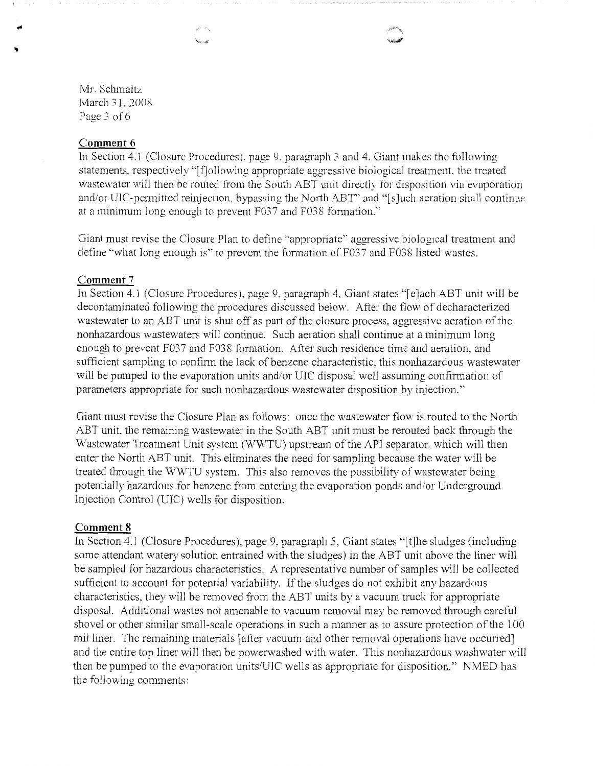Mr. Schmaltz
March 31, 2008

## Comment 6

In Section 4.1 (Closure Procedures), page 9, paragraph 3 and 4, Giant makes the following statements, respectively "[f]ollowing appropriate aggressive biological treatment, the treated wastewater will then be routed from the South ABT unit directly for disposition via evaporation and/or UIC-permitted reinjection, bypassing the North ABT" and "[s]uch aeration shall continue at a minimum long enough to prevent F037 and F038 formation."

Giant must revise the Closure Plan to define "appropriate" aggressive biological treatment and define "what long enough is" to prevent the formation of F037 and F038 listed wastes.

## Comment 7

In Section 4.1 (Closure Procedures), page 9, paragraph 4, Giant states "[e]ach ABT unit will be decontaminated following the procedures discussed below. After the flow of decharacterized wastewater to an ABT unit is shut off as part of the closure process, aggressive aeration of the nonhazardous wastewaters will continue. Such aeration shall continue at a minimum long enough to prevent F037 and F038 formation. After such residence time and aeration, and sufficient sampling to confirm the lack of benzene characteristic, this nonhazardous wastewater will be pumped to the evaporation units and/or UIC disposal well assuming confirmation of parameters appropriate for such nonhazardous wastewater disposition by injection."

Giant must revise the Closure Plan as follows: once the wastewater flow is routed to the North ABT unit, the remaining wastewater in the South ABT unit must be rerouted back through the Wastewater Treatment Unit system (WWTU) upstream of the API separator, which will then enter the North ABT unit. This eliminates the need for sampling because the water will be treated through the WWTU system. This also removes the possibility of wastewater being potentially hazardous for benzene from entering the evaporation ponds and/or Underground Injection Control (UIC) wells for disposition.

## Comment 8

In Section 4.1 (Closure Procedures), page 9, paragraph 5, Giant states "[t]he sludges (including some attendant watery solution entrained with the sludges) in the ABT unit above the liner will be sampled for hazardous characteristics. A representative number of samples will be collected sufficient to account for potential variability. If the sludges do not exhibit any hazardous characteristics, they will be removed from the ABT units by a vacuum truck for appropriate disposal. Additional wastes not amenable to vacuum removal may be removed through careful shovel or other similar small-scale operations in such a manner as to assure protection of the 100 mil liner. The remaining materials [after vacuum and other removal operations have occurred] and the entire top liner will then be powerwashed with water. This nonhazardous washwater will then be pumped to the evaporation units/UIC wells as appropriate for disposition." NMED has the following comments: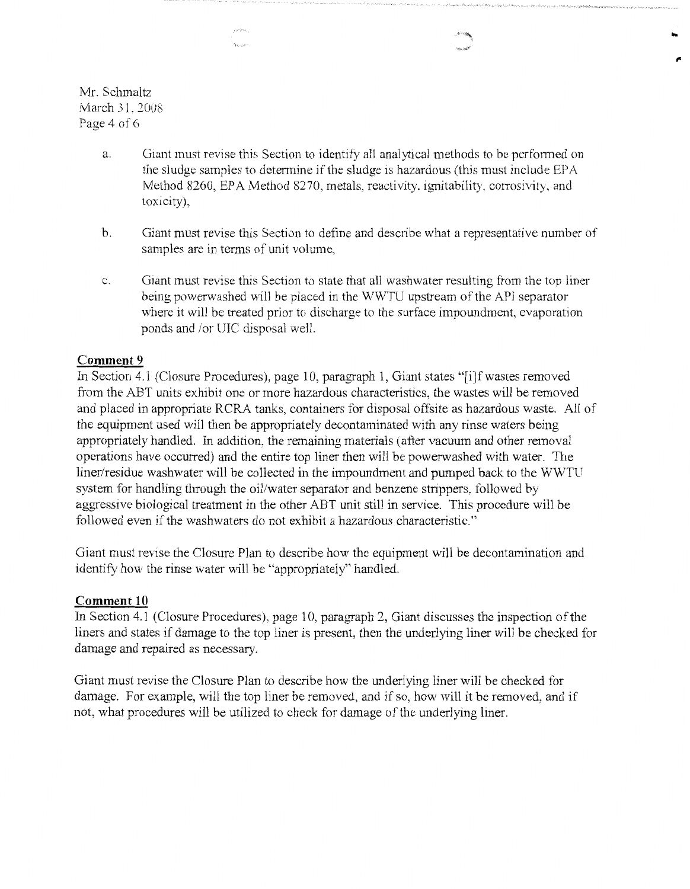a. Giant must revise this Section to identify all analytical methods to be performed on the sludge samples to determine if the sludge is hazardous (this must include EPA Method 8260, EPA Method 8270, metals, reactivity, ignitability, corrosivity, and toxicity),

b. Giant must revise this Section to define and describe what a representative number of samples are in terms of unit volume,

c. Giant must revise this Section to state that all washwater resulting from the top liner being powerwashed will be placed in the WWTU upstream of the API separator where it will be treated prior to discharge to the surface impoundment, evaporation ponds and /or UIC disposal well.

**Comment 9**

In Section 4.1 (Closure Procedures), page 10, paragraph 1, Giant states "[i]f wastes removed from the ABT units exhibit one or more hazardous characteristics, the wastes will be removed and placed in appropriate RCRA tanks, containers for disposal offsite as hazardous waste. All of the equipment used will then be appropriately decontaminated with any rinse waters being appropriately handled. In addition, the remaining materials (after vacuum and other removal operations have occurred) and the entire top liner then will be powerwashed with water. The liner/residue washwater will be collected in the impoundment and pumped back to the WWTU system for handling through the oil/water separator and benzene strippers, followed by aggressive biological treatment in the other ABT unit still in service. This procedure will be followed even if the washwaters do not exhibit a hazardous characteristic."

Giant must revise the Closure Plan to describe how the equipment will be decontamination and identify how the rinse water will be "appropriately" handled.

**Comment 10**

In Section 4.1 (Closure Procedures), page 10, paragraph 2, Giant discusses the inspection of the liners and states if damage to the top liner is present, then the underlying liner will be checked for damage and repaired as necessary.

Giant must revise the Closure Plan to describe how the underlying liner will be checked for damage. For example, will the top liner be removed, and if so, how will it be removed, and if not, what procedures will be utilized to check for damage of the underlying liner.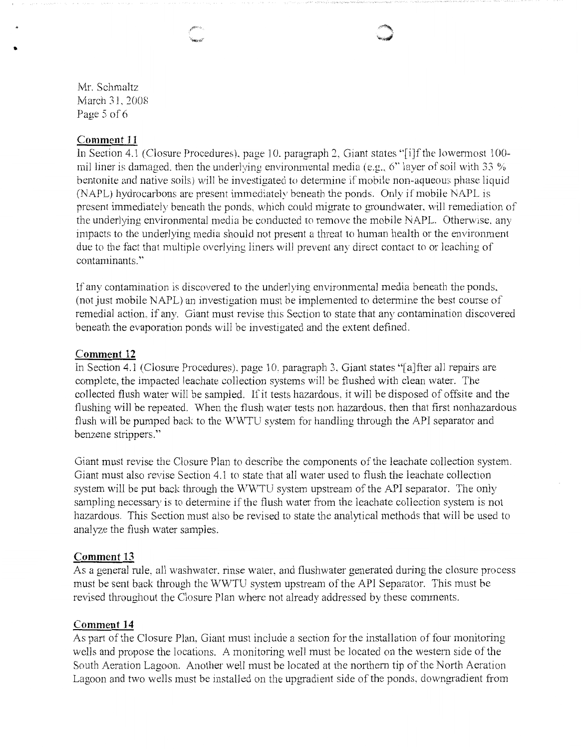Mr. Schmaltz
March 31, 2008

**Comment 11**

In Section 4.1 (Closure Procedures), page 10, paragraph 2, Giant states "[i]f the lowermost 100-mil liner is damaged, then the underlying environmental media (e.g., 6" layer of soil with 33 % bentonite and native soils) will be investigated to determine if mobile non-aqueous phase liquid (NAPL) hydrocarbons are present immediately beneath the ponds. Only if mobile NAPL is present immediately beneath the ponds, which could migrate to groundwater, will remediation of the underlying environmental media be conducted to remove the mobile NAPL. Otherwise, any impacts to the underlying media should not present a threat to human health or the environment due to the fact that multiple overlying liners will prevent any direct contact to or leaching of contaminants."

If any contamination is discovered to the underlying environmental media beneath the ponds, (not just mobile NAPL) an investigation must be implemented to determine the best course of remedial action, if any. Giant must revise this Section to state that any contamination discovered beneath the evaporation ponds will be investigated and the extent defined.

**Comment 12**

In Section 4.1 (Closure Procedures), page 10, paragraph 3, Giant states "[a]fter all repairs are complete, the impacted leachate collection systems will be flushed with clean water. The collected flush water will be sampled. If it tests hazardous, it will be disposed of offsite and the flushing will be repeated. When the flush water tests non hazardous, then that first nonhazardous flush will be pumped back to the WWTU system for handling through the API separator and benzene strippers."

Giant must revise the Closure Plan to describe the components of the leachate collection system. Giant must also revise Section 4.1 to state that all water used to flush the leachate collection system will be put back through the WWTU system upstream of the API separator. The only sampling necessary is to determine if the flush water from the leachate collection system is not hazardous. This Section must also be revised to state the analytical methods that will be used to analyze the flush water samples.

**Comment 13**

As a general rule, all washwater, rinse water, and flushwater generated during the closure process must be sent back through the WWTU system upstream of the API Separator. This must be revised throughout the Closure Plan where not already addressed by these comments.

**Comment 14**

As part of the Closure Plan, Giant must include a section for the installation of four monitoring wells and propose the locations. A monitoring well must be located on the western side of the South Aeration Lagoon. Another well must be located at the northern tip of the North Aeration Lagoon and two wells must be installed on the upgradient side of the ponds, downgradient from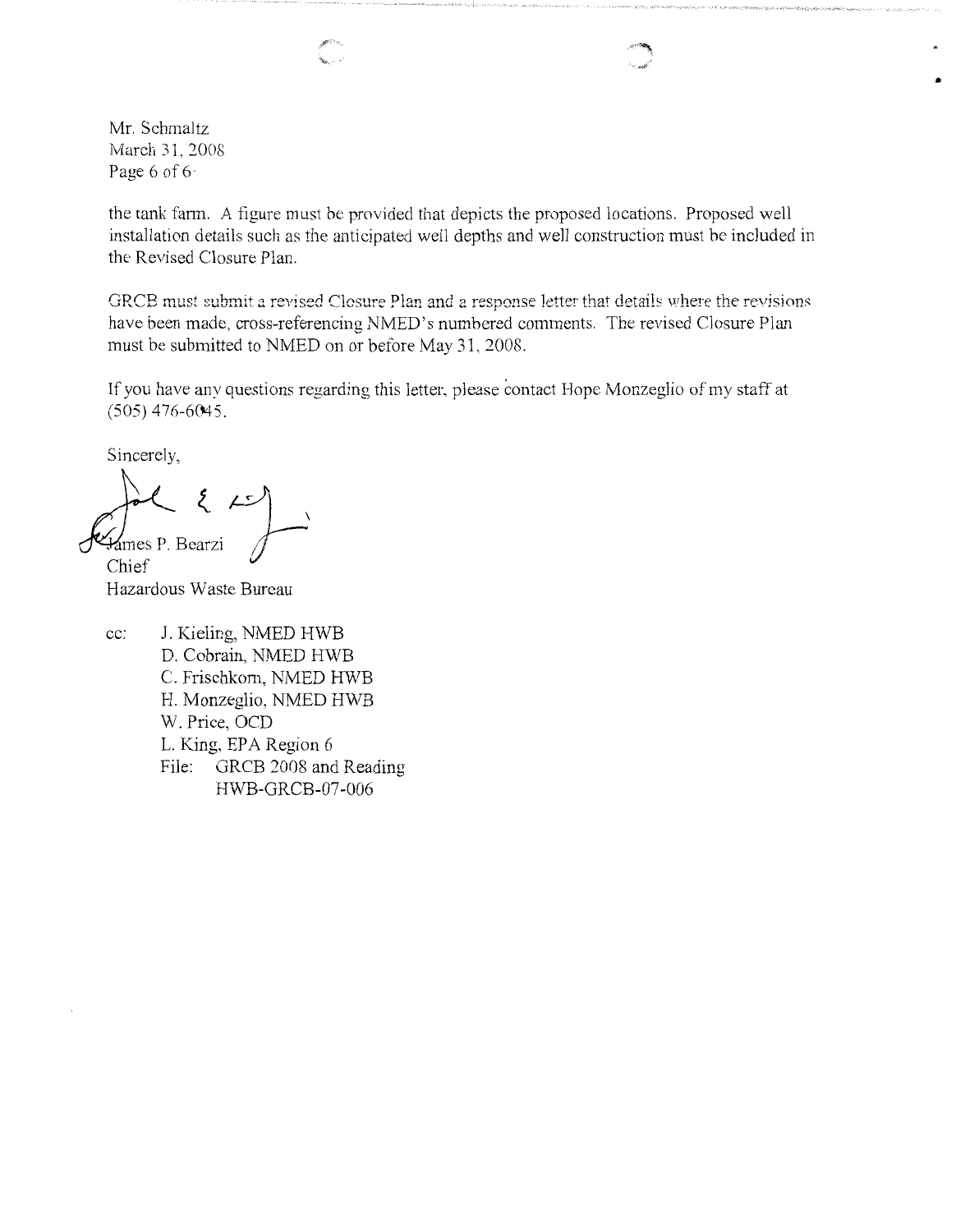the tank farm. A figure must be provided that depicts the proposed locations. Proposed well installation details such as the anticipated well depths and well construction must be included in the Revised Closure Plan.

GRCB must submit a revised Closure Plan and a response letter that details where the revisions have been made, cross-referencing NMED's numbered comments. The revised Closure Plan must be submitted to NMED on or before May 31, 2008.

If you have any questions regarding this letter, please contact Hope Monzeglio of my staff at (505) 476-6045.

Sincerely,

James P. Bearzi
Chief
Hazardous Waste Bureau

cc: J. Kieling, NMED HWB
D. Cobrain, NMED HWB
C. Frischkorn, NMED HWB
H. Monzeglio, NMED HWB
W. Price, OCD
L. King, EPA Region 6
File: GRCB 2008 and Reading
HWB-GRCB-07-006